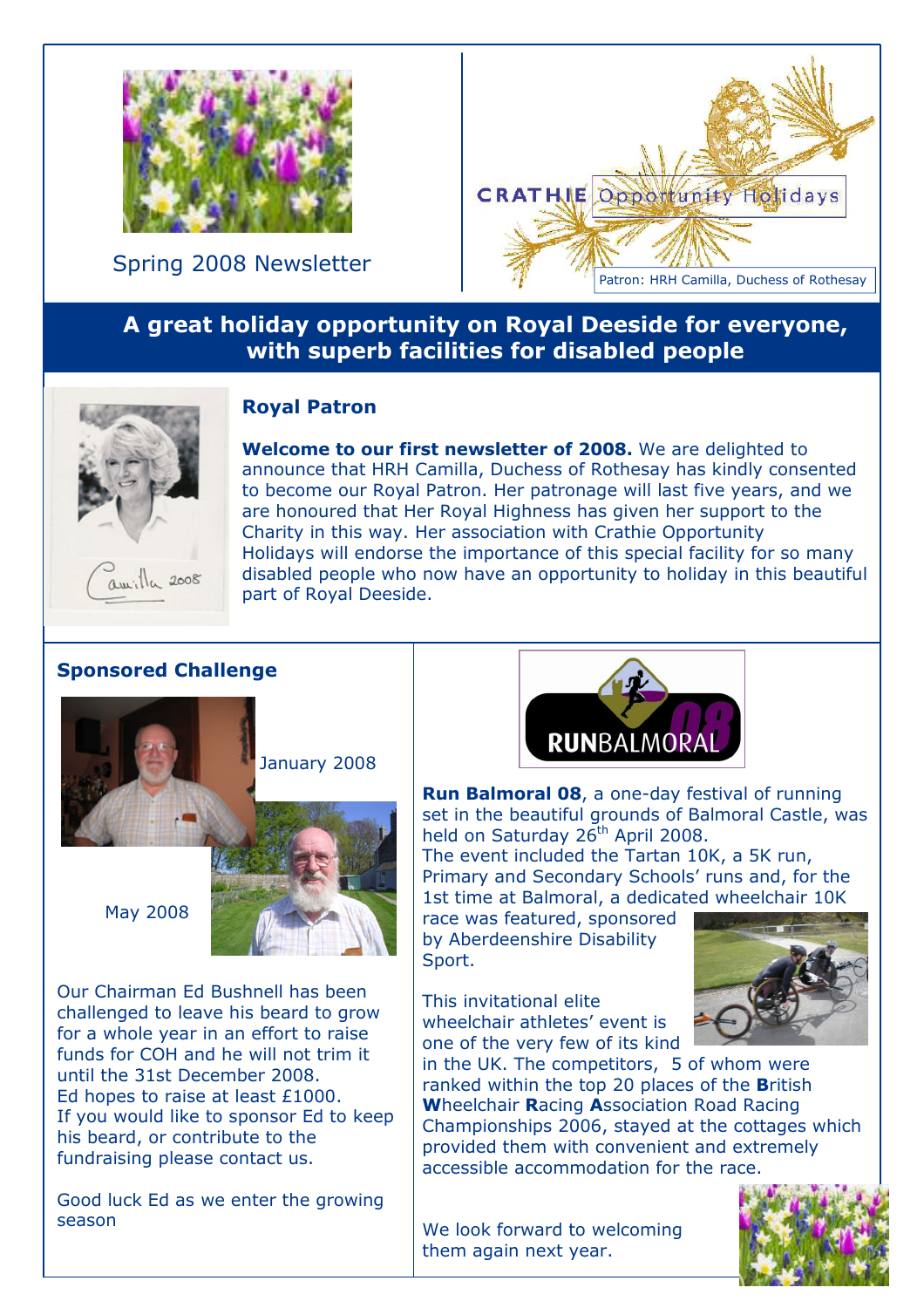Spring 2008 Newsletter

CRATHIE Opportunity Holidays

Patron: HRH Camilla, Duchess of Rothesay

## A great holiday opportunity on Royal Deeside for everyone, with superb facilities for disabled people

### Royal Patron

**Welcome to our first newsletter of 2008.** We are delighted to announce that HRH Camilla, Duchess of Rothesay has kindly consented to become our Royal Patron. Her patronage will last five years, and we are honoured that Her Royal Highness has given her support to the Charity in this way. Her association with Crathie Opportunity Holidays will endorse the importance of this special facility for so many disabled people who now have an opportunity to holiday in this beautiful part of Royal Deeside.

### Sponsored Challenge

January 2008

May 2008

Our Chairman Ed Bushnell has been challenged to leave his beard to grow for a whole year in an effort to raise funds for COH and he will not trim it until the 31st December 2008.
Ed hopes to raise at least £1000.
If you would like to sponsor Ed to keep his beard, or contribute to the fundraising please contact us.

Good luck Ed as we enter the growing season

RUNBALMORAL 08

**Run Balmoral 08**, a one-day festival of running set in the beautiful grounds of Balmoral Castle, was held on Saturday 26th April 2008.
The event included the Tartan 10K, a 5K run, Primary and Secondary Schools' runs and, for the 1st time at Balmoral, a dedicated wheelchair 10K race was featured, sponsored by Aberdeenshire Disability Sport.

This invitational elite wheelchair athletes' event is one of the very few of its kind in the UK. The competitors, 5 of whom were ranked within the top 20 places of the **B**ritish **W**heelchair **R**acing **A**ssociation Road Racing Championships 2006, stayed at the cottages which provided them with convenient and extremely accessible accommodation for the race.

We look forward to welcoming them again next year.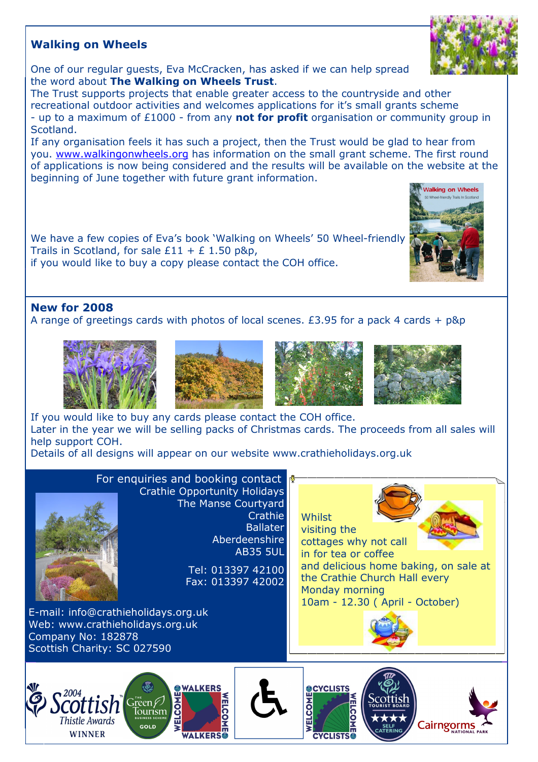## Walking on Wheels

One of our regular guests, Eva McCracken, has asked if we can help spread the word about **The Walking on Wheels Trust**.

The Trust supports projects that enable greater access to the countryside and other recreational outdoor activities and welcomes applications for it's small grants scheme - up to a maximum of £1000 - from any **not for profit** organisation or community group in Scotland.

If any organisation feels it has such a project, then the Trust would be glad to hear from you. www.walkingonwheels.org has information on the small grant scheme. The first round of applications is now being considered and the results will be available on the website at the beginning of June together with future grant information.

We have a few copies of Eva's book 'Walking on Wheels' 50 Wheel-friendly Trails in Scotland, for sale £11 + £ 1.50 p&p, if you would like to buy a copy please contact the COH office.

## New for 2008

A range of greetings cards with photos of local scenes. £3.95 for a pack 4 cards + p&p

If you would like to buy any cards please contact the COH office.

Later in the year we will be selling packs of Christmas cards. The proceeds from all sales will help support COH.

Details of all designs will appear on our website www.crathieholidays.org.uk

For enquiries and booking contact
Crathie Opportunity Holidays
The Manse Courtyard
Crathie
Ballater
Aberdeenshire
AB35 5UL

Tel: 013397 42100
Fax: 013397 42002

E-mail: info@crathieholidays.org.uk
Web: www.crathieholidays.org.uk
Company No: 182878
Scottish Charity: SC 027590

Whilst visiting the cottages why not call in for tea or coffee and delicious home baking, on sale at the Crathie Church Hall every Monday morning 10am - 12.30 ( April - October)

2004 Scottish Thistle Awards WINNER · Green Tourism Business Scheme GOLD · Walkers Welcome · Cyclists Welcome · Scottish Tourist Board ★★★★ Self Catering · Cairngorms National Park